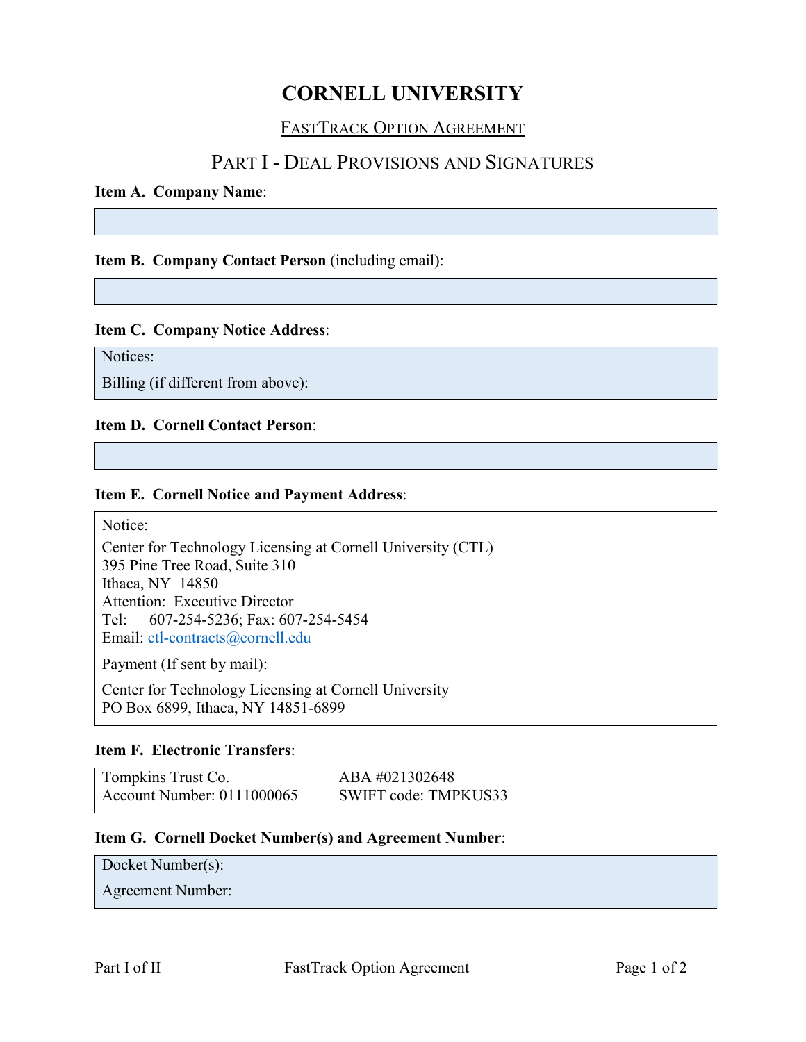# CORNELL UNIVERSITY

## FASTTRACK OPTION AGREEMENT

## PART I - DEAL PROVISIONS AND SIGNATURES

**Item A. Company Name**:

**Item B. Company Contact Person** (including email):

**Item C. Company Notice Address**:

Notices:

Billing (if different from above):

**Item D. Cornell Contact Person**:

**Item E. Cornell Notice and Payment Address**:

Notice:

Center for Technology Licensing at Cornell University (CTL)
395 Pine Tree Road, Suite 310
Ithaca, NY 14850
Attention: Executive Director
Tel: 607-254-5236; Fax: 607-254-5454
Email: ctl-contracts@cornell.edu

Payment (If sent by mail):

Center for Technology Licensing at Cornell University
PO Box 6899, Ithaca, NY 14851-6899

**Item F. Electronic Transfers**:

| | |
|---|---|
| Tompkins Trust Co. | ABA #021302648 |
| Account Number: 0111000065 | SWIFT code: TMPKUS33 |

**Item G. Cornell Docket Number(s) and Agreement Number**:

Docket Number(s):

Agreement Number: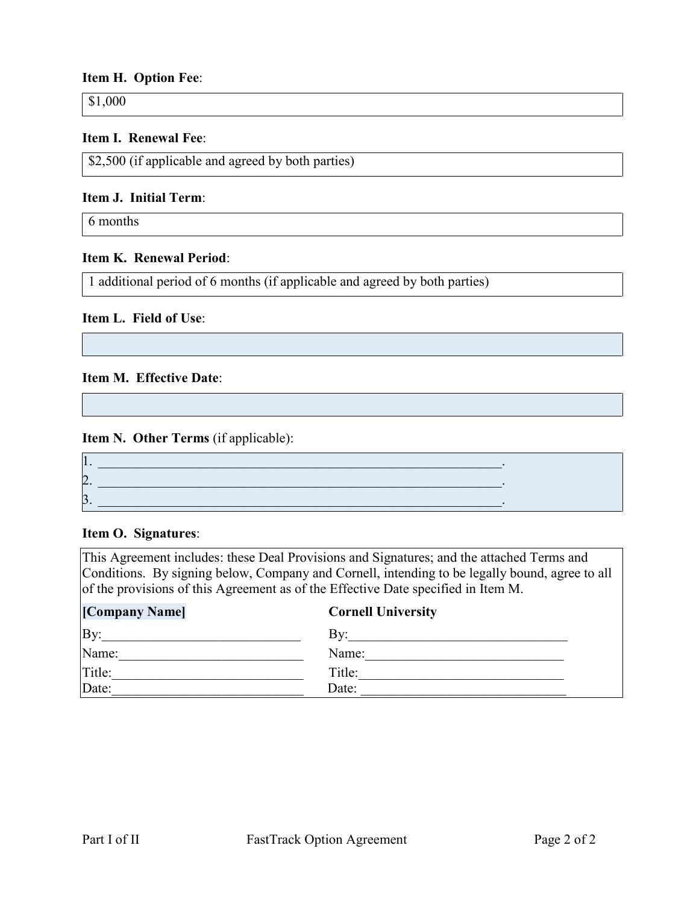**Item H. Option Fee**:

$1,000

**Item I. Renewal Fee**:

$2,500 (if applicable and agreed by both parties)

**Item J. Initial Term**:

6 months

**Item K. Renewal Period**:

1 additional period of 6 months (if applicable and agreed by both parties)

**Item L. Field of Use**:

**Item M. Effective Date**:

**Item N. Other Terms** (if applicable):

1. _______________________________________________________________.
2. _______________________________________________________________.
3. _______________________________________________________________.

**Item O. Signatures**:

This Agreement includes: these Deal Provisions and Signatures; and the attached Terms and Conditions. By signing below, Company and Cornell, intending to be legally bound, agree to all of the provisions of this Agreement as of the Effective Date specified in Item M.

| **[Company Name]** | **Cornell University** |
|---|---|
| By:_____________________________ | By:________________________________ |
| Name:___________________________ | Name:_____________________________ |
| Title:____________________________ | Title:______________________________ |
| Date:____________________________ | Date: ______________________________ |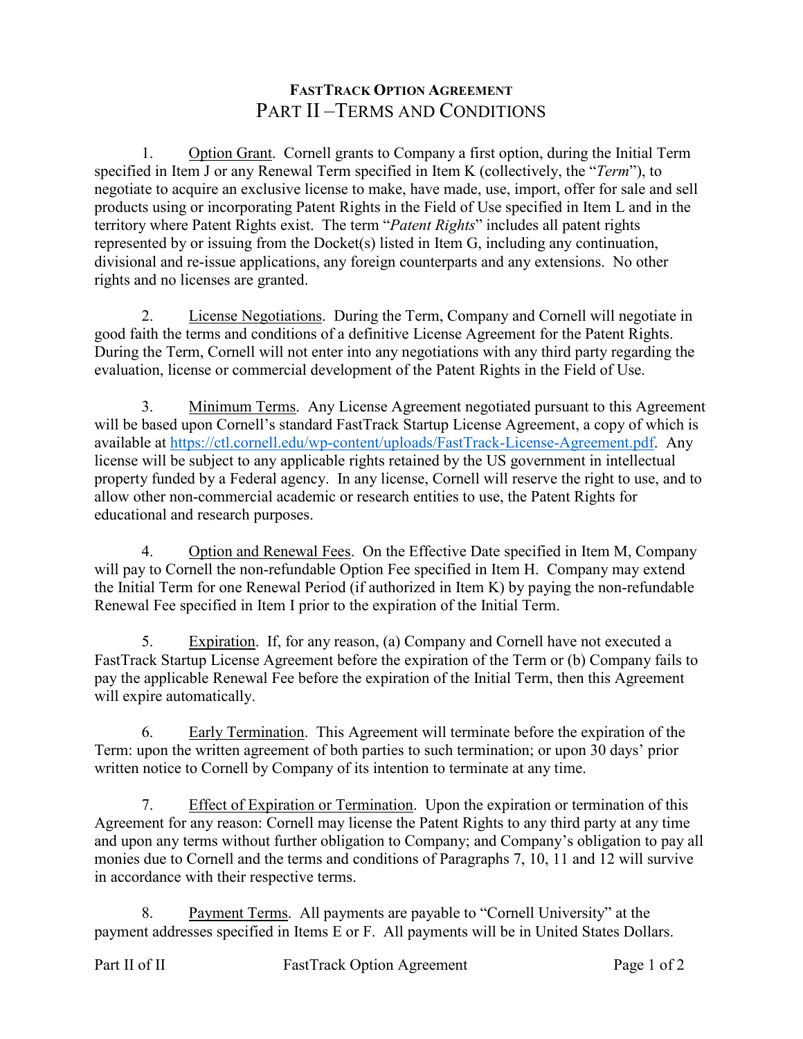# FastTrack Option Agreement
## Part II – Terms and Conditions

1. Option Grant. Cornell grants to Company a first option, during the Initial Term specified in Item J or any Renewal Term specified in Item K (collectively, the "*Term*"), to negotiate to acquire an exclusive license to make, have made, use, import, offer for sale and sell products using or incorporating Patent Rights in the Field of Use specified in Item L and in the territory where Patent Rights exist. The term "*Patent Rights*" includes all patent rights represented by or issuing from the Docket(s) listed in Item G, including any continuation, divisional and re-issue applications, any foreign counterparts and any extensions. No other rights and no licenses are granted.

2. License Negotiations. During the Term, Company and Cornell will negotiate in good faith the terms and conditions of a definitive License Agreement for the Patent Rights. During the Term, Cornell will not enter into any negotiations with any third party regarding the evaluation, license or commercial development of the Patent Rights in the Field of Use.

3. Minimum Terms. Any License Agreement negotiated pursuant to this Agreement will be based upon Cornell's standard FastTrack Startup License Agreement, a copy of which is available at [https://ctl.cornell.edu/wp-content/uploads/FastTrack-License-Agreement.pdf](https://ctl.cornell.edu/wp-content/uploads/FastTrack-License-Agreement.pdf). Any license will be subject to any applicable rights retained by the US government in intellectual property funded by a Federal agency. In any license, Cornell will reserve the right to use, and to allow other non-commercial academic or research entities to use, the Patent Rights for educational and research purposes.

4. Option and Renewal Fees. On the Effective Date specified in Item M, Company will pay to Cornell the non-refundable Option Fee specified in Item H. Company may extend the Initial Term for one Renewal Period (if authorized in Item K) by paying the non-refundable Renewal Fee specified in Item I prior to the expiration of the Initial Term.

5. Expiration. If, for any reason, (a) Company and Cornell have not executed a FastTrack Startup License Agreement before the expiration of the Term or (b) Company fails to pay the applicable Renewal Fee before the expiration of the Initial Term, then this Agreement will expire automatically.

6. Early Termination. This Agreement will terminate before the expiration of the Term: upon the written agreement of both parties to such termination; or upon 30 days' prior written notice to Cornell by Company of its intention to terminate at any time.

7. Effect of Expiration or Termination. Upon the expiration or termination of this Agreement for any reason: Cornell may license the Patent Rights to any third party at any time and upon any terms without further obligation to Company; and Company's obligation to pay all monies due to Cornell and the terms and conditions of Paragraphs 7, 10, 11 and 12 will survive in accordance with their respective terms.

8. Payment Terms. All payments are payable to "Cornell University" at the payment addresses specified in Items E or F. All payments will be in United States Dollars.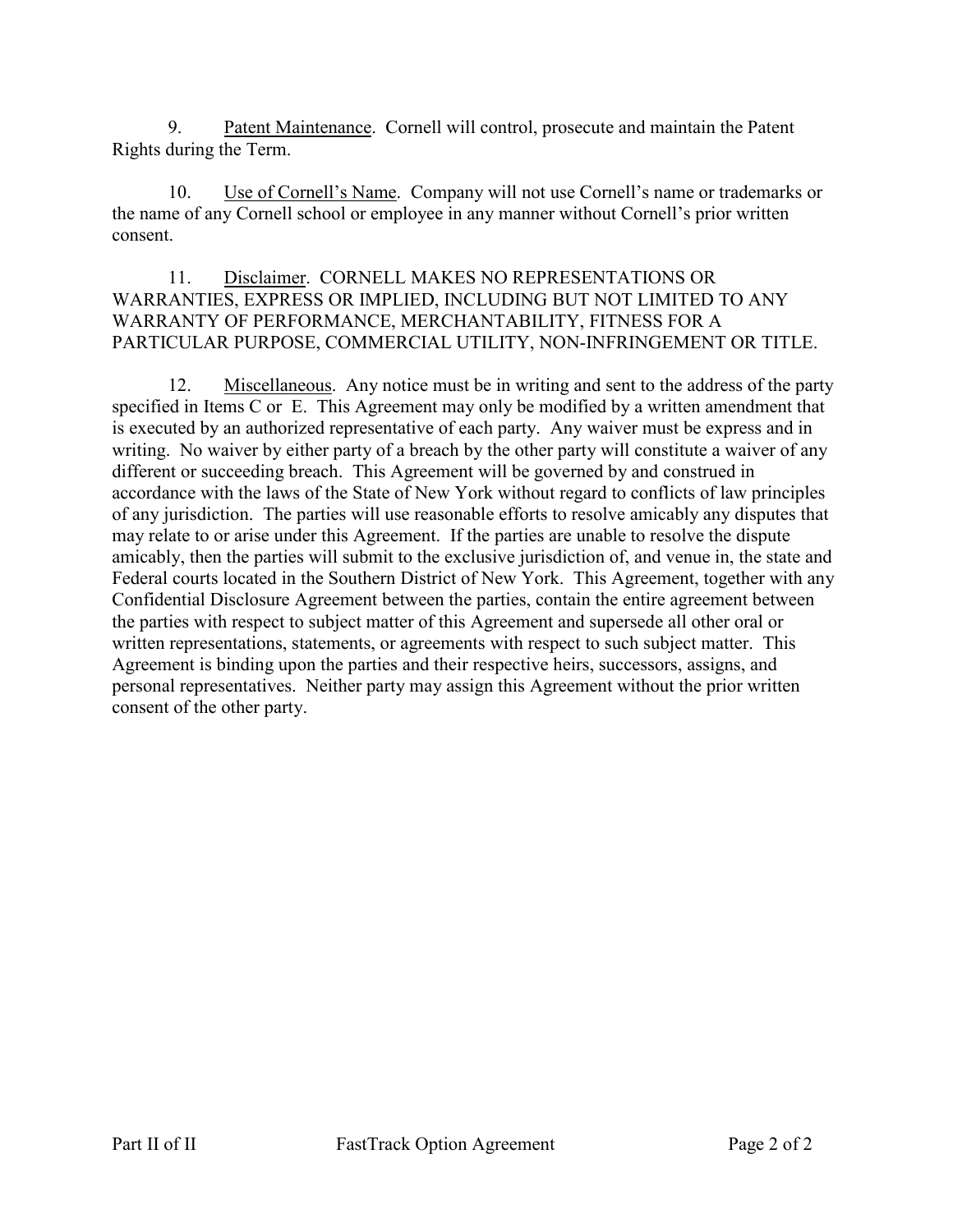9. <u>Patent Maintenance</u>. Cornell will control, prosecute and maintain the Patent Rights during the Term.

10. <u>Use of Cornell's Name</u>. Company will not use Cornell's name or trademarks or the name of any Cornell school or employee in any manner without Cornell's prior written consent.

11. <u>Disclaimer</u>. CORNELL MAKES NO REPRESENTATIONS OR WARRANTIES, EXPRESS OR IMPLIED, INCLUDING BUT NOT LIMITED TO ANY WARRANTY OF PERFORMANCE, MERCHANTABILITY, FITNESS FOR A PARTICULAR PURPOSE, COMMERCIAL UTILITY, NON-INFRINGEMENT OR TITLE.

12. <u>Miscellaneous</u>. Any notice must be in writing and sent to the address of the party specified in Items C or E. This Agreement may only be modified by a written amendment that is executed by an authorized representative of each party. Any waiver must be express and in writing. No waiver by either party of a breach by the other party will constitute a waiver of any different or succeeding breach. This Agreement will be governed by and construed in accordance with the laws of the State of New York without regard to conflicts of law principles of any jurisdiction. The parties will use reasonable efforts to resolve amicably any disputes that may relate to or arise under this Agreement. If the parties are unable to resolve the dispute amicably, then the parties will submit to the exclusive jurisdiction of, and venue in, the state and Federal courts located in the Southern District of New York. This Agreement, together with any Confidential Disclosure Agreement between the parties, contain the entire agreement between the parties with respect to subject matter of this Agreement and supersede all other oral or written representations, statements, or agreements with respect to such subject matter. This Agreement is binding upon the parties and their respective heirs, successors, assigns, and personal representatives. Neither party may assign this Agreement without the prior written consent of the other party.